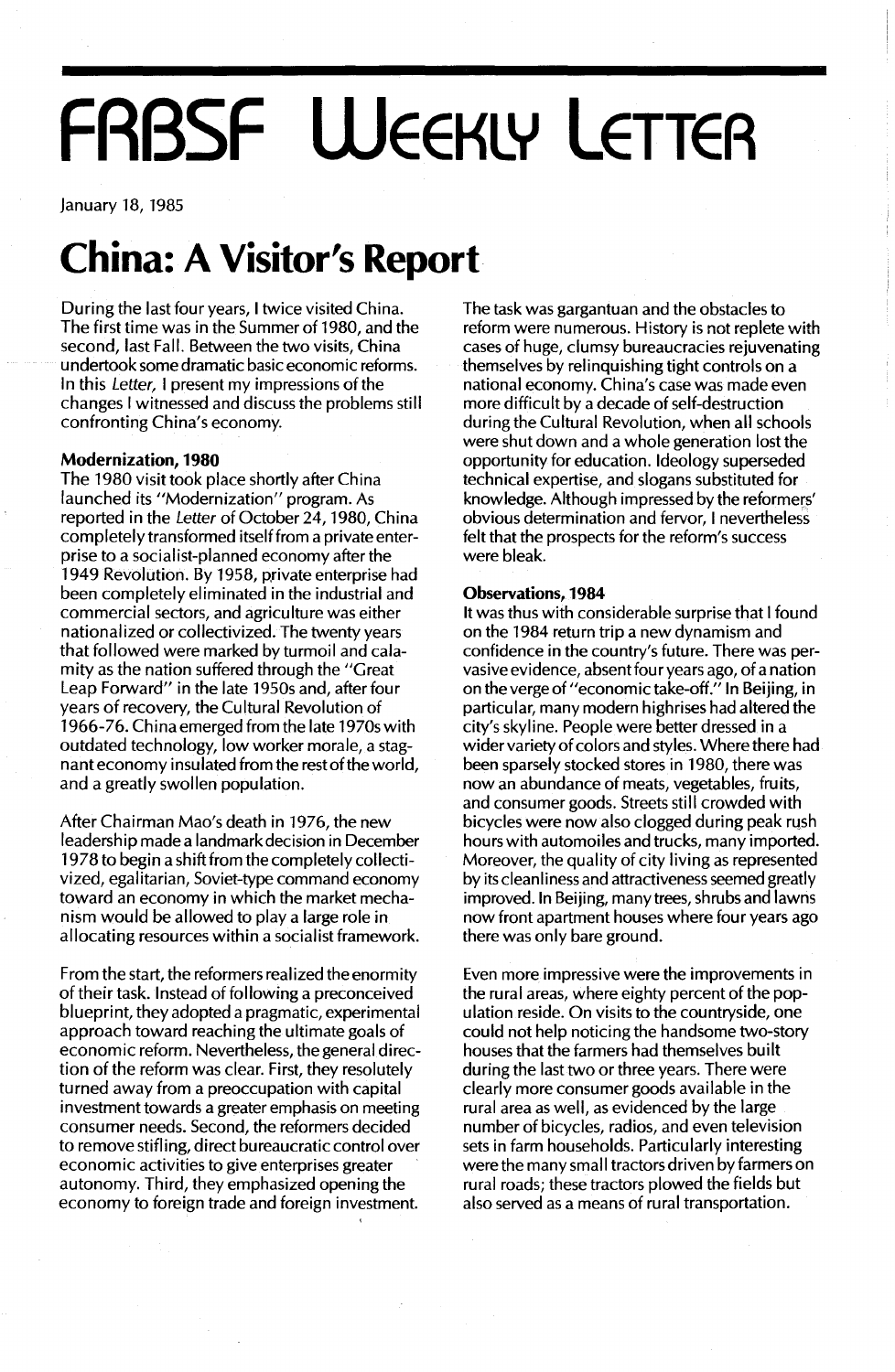# FRBSF Weekly Letter

January 18, 1985

## China: A Visitor's Report

During the last four years, I twice visited China. The first time was in the Summer of 1980, and the second, last Fall. Between the two visits, China undertook some dramatic basic economic reforms. In this *Letter*, I present my impressions of the changes I witnessed and discuss the problems still confronting China's economy.

### Modernization, 1980

The 1980 visit took place shortly after China launched its "Modernization" program. As reported in the *Letter* of October 24, 1980, China completely transformed itself from a private enterprise to a socialist-planned economy after the 1949 Revolution. By 1958, private enterprise had been completely eliminated in the industrial and commercial sectors, and agriculture was either nationalized or collectivized. The twenty years that followed were marked by turmoil and calamity as the nation suffered through the "Great Leap Forward" in the late 1950s and, after four years of recovery, the Cultural Revolution of 1966-76. China emerged from the late 1970s with outdated technology, low worker morale, a stagnant economy insulated from the rest of the world, and a greatly swollen population.

After Chairman Mao's death in 1976, the new leadership made a landmark decision in December 1978 to begin a shift from the completely collectivized, egalitarian, Soviet-type command economy toward an economy in which the market mechanism would be allowed to play a large role in allocating resources within a socialist framework.

From the start, the reformers realized the enormity of their task. Instead of following a preconceived blueprint, they adopted a pragmatic, experimental approach toward reaching the ultimate goals of economic reform. Nevertheless, the general direction of the reform was clear. First, they resolutely turned away from a preoccupation with capital investment towards a greater emphasis on meeting consumer needs. Second, the reformers decided to remove stifling, direct bureaucratic control over economic activities to give enterprises greater autonomy. Third, they emphasized opening the economy to foreign trade and foreign investment.

The task was gargantuan and the obstacles to reform were numerous. History is not replete with cases of huge, clumsy bureaucracies rejuvenating themselves by relinquishing tight controls on a national economy. China's case was made even more difficult by a decade of self-destruction during the Cultural Revolution, when all schools were shut down and a whole generation lost the opportunity for education. Ideology superseded technical expertise, and slogans substituted for knowledge. Although impressed by the reformers' obvious determination and fervor, I nevertheless felt that the prospects for the reform's success were bleak.

### Observations, 1984

It was thus with considerable surprise that I found on the 1984 return trip a new dynamism and confidence in the country's future. There was pervasive evidence, absent four years ago, of a nation on the verge of "economic take-off." In Beijing, in particular, many modern highrises had altered the city's skyline. People were better dressed in a wider variety of colors and styles. Where there had been sparsely stocked stores in 1980, there was now an abundance of meats, vegetables, fruits, and consumer goods. Streets still crowded with bicycles were now also clogged during peak rush hours with automoiles and trucks, many imported. Moreover, the quality of city living as represented by its cleanliness and attractiveness seemed greatly improved. In Beijing, many trees, shrubs and lawns now front apartment houses where four years ago there was only bare ground.

Even more impressive were the improvements in the rural areas, where eighty percent of the population reside. On visits to the countryside, one could not help noticing the handsome two-story houses that the farmers had themselves built during the last two or three years. There were clearly more consumer goods available in the rural area as well, as evidenced by the large number of bicycles, radios, and even television sets in farm households. Particularly interesting were the many small tractors driven by farmers on rural roads; these tractors plowed the fields but also served as a means of rural transportation.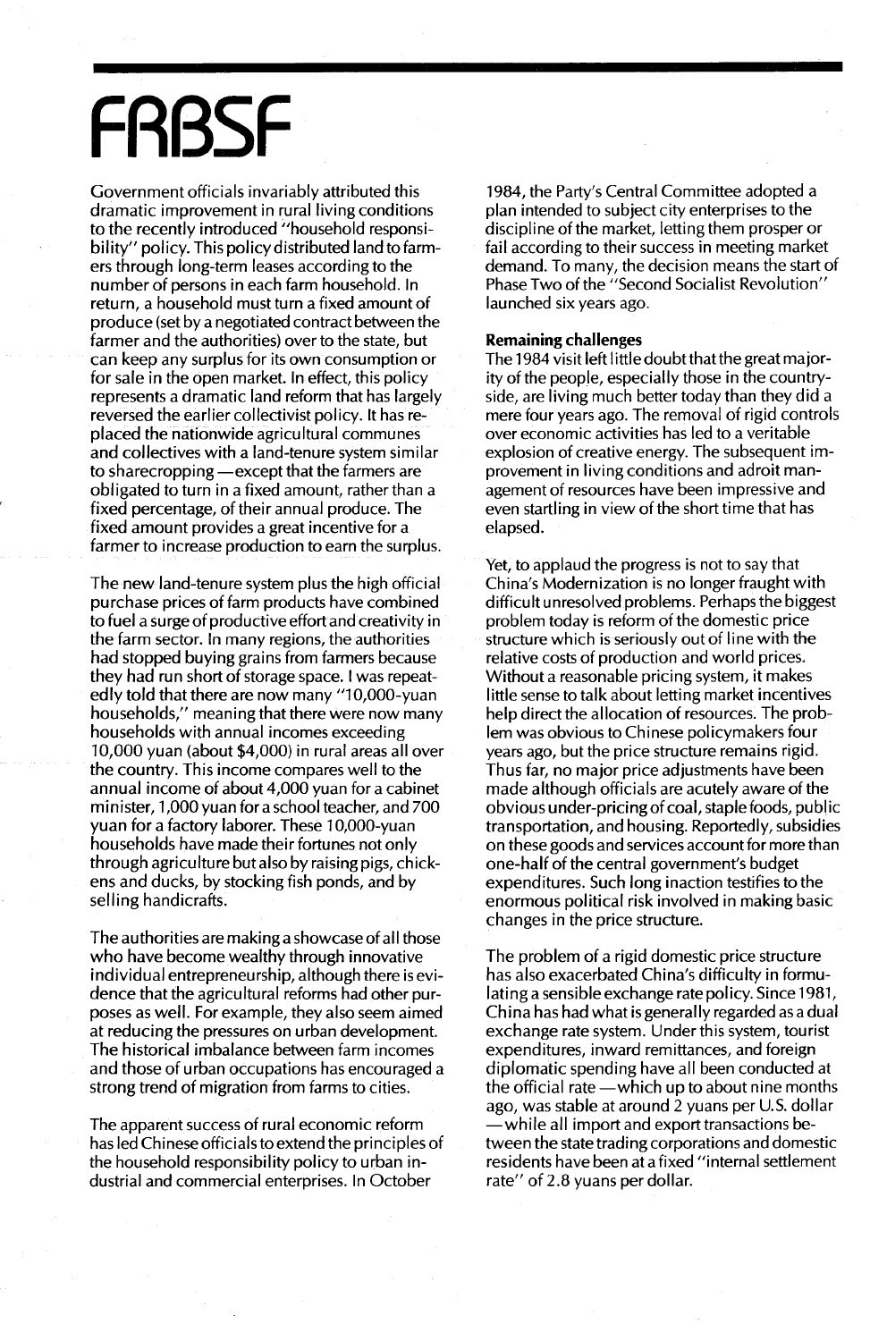Government officials invariably attributed this dramatic improvement in rural living conditions to the recently introduced "household responsibility" policy. This policy distributed land to farmers through long-term leases according to the number of persons in each farm household. In return, a household must turn a fixed amount of produce (set by a negotiated contract between the farmer and the authorities) over to the state, but can keep any surplus for its own consumption or for sale in the open market. In effect, this policy represents a dramatic land reform that has largely reversed the earlier collectivist policy. It has replaced the nationwide agricultural communes and collectives with a land-tenure system similar to sharecropping—except that the farmers are obligated to turn in a fixed amount, rather than a fixed percentage, of their annual produce. The fixed amount provides a great incentive for a farmer to increase production to earn the surplus.

The new land-tenure system plus the high official purchase prices of farm products have combined to fuel a surge of productive effort and creativity in the farm sector. In many regions, the authorities had stopped buying grains from farmers because they had run short of storage space. I was repeatedly told that there are now many "10,000-yuan households," meaning that there were now many households with annual incomes exceeding 10,000 yuan (about $4,000) in rural areas all over the country. This income compares well to the annual income of about 4,000 yuan for a cabinet minister, 1,000 yuan for a school teacher, and 700 yuan for a factory laborer. These 10,000-yuan households have made their fortunes not only through agriculture but also by raising pigs, chickens and ducks, by stocking fish ponds, and by selling handicrafts.

The authorities are making a showcase of all those who have become wealthy through innovative individual entrepreneurship, although there is evidence that the agricultural reforms had other purposes as well. For example, they also seem aimed at reducing the pressures on urban development. The historical imbalance between farm incomes and those of urban occupations has encouraged a strong trend of migration from farms to cities.

The apparent success of rural economic reform has led Chinese officials to extend the principles of the household responsibility policy to urban industrial and commercial enterprises. In October 1984, the Party's Central Committee adopted a plan intended to subject city enterprises to the discipline of the market, letting them prosper or fail according to their success in meeting market demand. To many, the decision means the start of Phase Two of the "Second Socialist Revolution" launched six years ago.

**Remaining challenges**

The 1984 visit left little doubt that the great majority of the people, especially those in the countryside, are living much better today than they did a mere four years ago. The removal of rigid controls over economic activities has led to a veritable explosion of creative energy. The subsequent improvement in living conditions and adroit management of resources have been impressive and even startling in view of the short time that has elapsed.

Yet, to applaud the progress is not to say that China's Modernization is no longer fraught with difficult unresolved problems. Perhaps the biggest problem today is reform of the domestic price structure which is seriously out of line with the relative costs of production and world prices. Without a reasonable pricing system, it makes little sense to talk about letting market incentives help direct the allocation of resources. The problem was obvious to Chinese policymakers four years ago, but the price structure remains rigid. Thus far, no major price adjustments have been made although officials are acutely aware of the obvious under-pricing of coal, staple foods, public transportation, and housing. Reportedly, subsidies on these goods and services account for more than one-half of the central government's budget expenditures. Such long inaction testifies to the enormous political risk involved in making basic changes in the price structure.

The problem of a rigid domestic price structure has also exacerbated China's difficulty in formulating a sensible exchange rate policy. Since 1981, China has had what is generally regarded as a dual exchange rate system. Under this system, tourist expenditures, inward remittances, and foreign diplomatic spending have all been conducted at the official rate—which up to about nine months ago, was stable at around 2 yuans per U.S. dollar—while all import and export transactions between the state trading corporations and domestic residents have been at a fixed "internal settlement rate" of 2.8 yuans per dollar.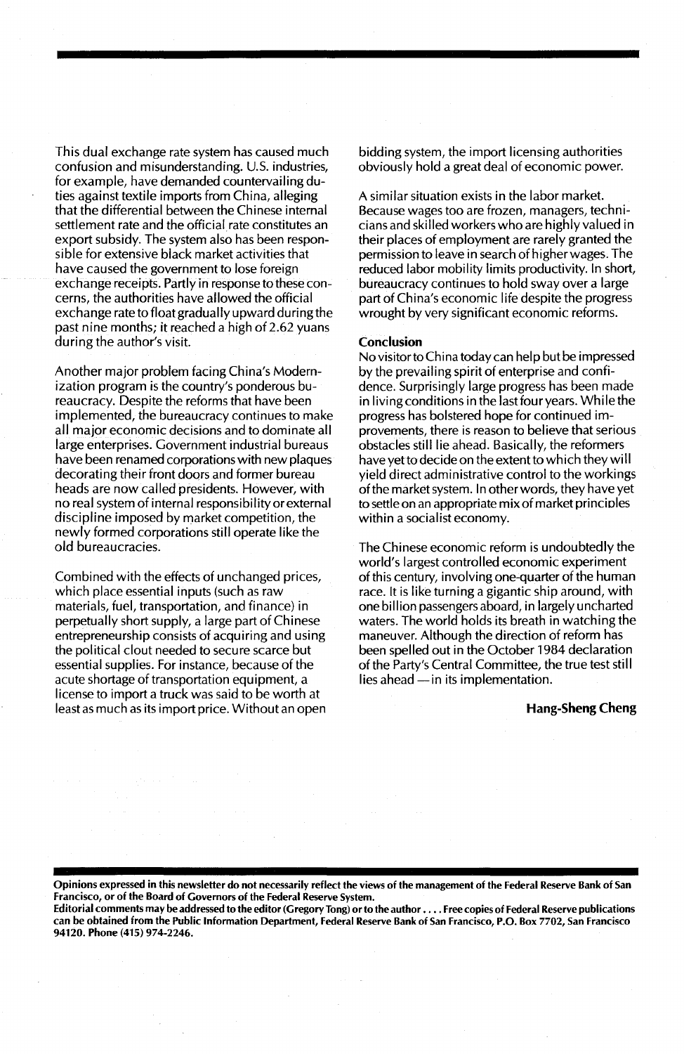This dual exchange rate system has caused much confusion and misunderstanding. U.S. industries, for example, have demanded countervailing duties against textile imports from China, alleging that the differential between the Chinese internal settlement rate and the official rate constitutes an export subsidy. The system also has been responsible for extensive black market activities that have caused the government to lose foreign exchange receipts. Partly in response to these concerns, the authorities have allowed the official exchange rate to float gradually upward during the past nine months; it reached a high of 2.62 yuans during the author's visit.

Another major problem facing China's Modernization program is the country's ponderous bureaucracy. Despite the reforms that have been implemented, the bureaucracy continues to make all major economic decisions and to dominate all large enterprises. Government industrial bureaus have been renamed corporations with new plaques decorating their front doors and former bureau heads are now called presidents. However, with no real system of internal responsibility or external discipline imposed by market competition, the newly formed corporations still operate like the old bureaucracies.

Combined with the effects of unchanged prices, which place essential inputs (such as raw materials, fuel, transportation, and finance) in perpetually short supply, a large part of Chinese entrepreneurship consists of acquiring and using the political clout needed to secure scarce but essential supplies. For instance, because of the acute shortage of transportation equipment, a license to import a truck was said to be worth at least as much as its import price. Without an open bidding system, the import licensing authorities obviously hold a great deal of economic power.

A similar situation exists in the labor market. Because wages too are frozen, managers, technicians and skilled workers who are highly valued in their places of employment are rarely granted the permission to leave in search of higher wages. The reduced labor mobility limits productivity. In short, bureaucracy continues to hold sway over a large part of China's economic life despite the progress wrought by very significant economic reforms.

**Conclusion**

No visitor to China today can help but be impressed by the prevailing spirit of enterprise and confidence. Surprisingly large progress has been made in living conditions in the last four years. While the progress has bolstered hope for continued improvements, there is reason to believe that serious obstacles still lie ahead. Basically, the reformers have yet to decide on the extent to which they will yield direct administrative control to the workings of the market system. In other words, they have yet to settle on an appropriate mix of market principles within a socialist economy.

The Chinese economic reform is undoubtedly the world's largest controlled economic experiment of this century, involving one-quarter of the human race. It is like turning a gigantic ship around, with one billion passengers aboard, in largely uncharted waters. The world holds its breath in watching the maneuver. Although the direction of reform has been spelled out in the October 1984 declaration of the Party's Central Committee, the true test still lies ahead — in its implementation.

**Hang-Sheng Cheng**

**Opinions expressed in this newsletter do not necessarily reflect the views of the management of the Federal Reserve Bank of San Francisco, or of the Board of Governors of the Federal Reserve System.**

**Editorial comments may be addressed to the editor (Gregory Tong) or to the author .... Free copies of Federal Reserve publications can be obtained from the Public Information Department, Federal Reserve Bank of San Francisco, P.O. Box 7702, San Francisco 94120. Phone (415) 974-2246.**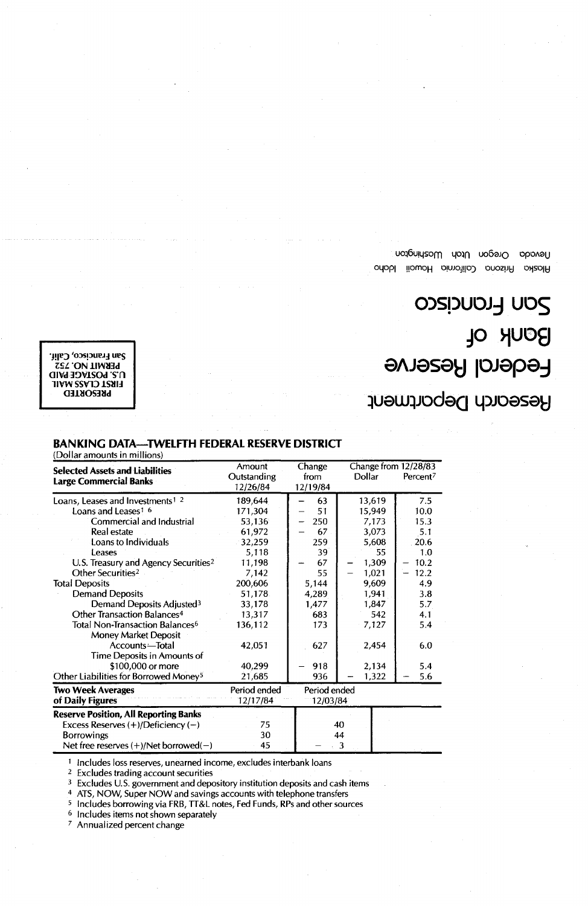Research Department

Federal Reserve
Bank of
San Francisco

Alaska Arizona California Hawaii Idaho
Nevada Oregon Utah Washington

PRESORTED
FIRST CLASS MAIL
U.S. POSTAGE PAID
PERMIT NO. 752
San Francisco, Calif.

## BANKING DATA—TWELFTH FEDERAL RESERVE DISTRICT

(Dollar amounts in millions)

| Selected Assets and Liabilities Large Commercial Banks | Amount Outstanding 12/26/84 | Change from 12/19/84 | Change from 12/28/83 Dollar | Change from 12/28/83 Percent[7] |
|---|---|---|---|---|
| Loans, Leases and Investments[1 2] | 189,644 | − 63 | 13,619 | 7.5 |
| Loans and Leases[1 6] | 171,304 | − 51 | 15,949 | 10.0 |
| Commercial and Industrial | 53,136 | − 250 | 7,173 | 15.3 |
| Real estate | 61,972 | − 67 | 3,073 | 5.1 |
| Loans to Individuals | 32,259 | 259 | 5,608 | 20.6 |
| Leases | 5,118 | 39 | 55 | 1.0 |
| U.S. Treasury and Agency Securities[2] | 11,198 | − 67 | − 1,309 | − 10.2 |
| Other Securities[2] | 7,142 | 55 | − 1,021 | − 12.2 |
| Total Deposits | 200,606 | 5,144 | 9,609 | 4.9 |
| Demand Deposits | 51,178 | 4,289 | 1,941 | 3.8 |
| Demand Deposits Adjusted[3] | 33,178 | 1,477 | 1,847 | 5.7 |
| Other Transaction Balances[4] | 13,317 | 683 | 542 | 4.1 |
| Total Non-Transaction Balances[6] | 136,112 | 173 | 7,127 | 5.4 |
| Money Market Deposit Accounts—Total | 42,051 | 627 | 2,454 | 6.0 |
| Time Deposits in Amounts of $100,000 or more | 40,299 | − 918 | 2,134 | 5.4 |
| Other Liabilities for Borrowed Money[5] | 21,685 | 936 | − 1,322 | − 5.6 |
| **Two Week Averages of Daily Figures** | Period ended 12/17/84 | Period ended 12/03/84 | | |
| **Reserve Position, All Reporting Banks** | | | | |
| Excess Reserves (+)/Deficiency (−) | 75 | 40 | | |
| Borrowings | 30 | 44 | | |
| Net free reserves (+)/Net borrowed(−) | 45 | − 3 | | |

[1] Includes loss reserves, unearned income, excludes interbank loans
[2] Excludes trading account securities
[3] Excludes U.S. government and depository institution deposits and cash items
[4] ATS, NOW, Super NOW and savings accounts with telephone transfers
[5] Includes borrowing via FRB, TT&L notes, Fed Funds, RPs and other sources
[6] Includes items not shown separately
[7] Annualized percent change